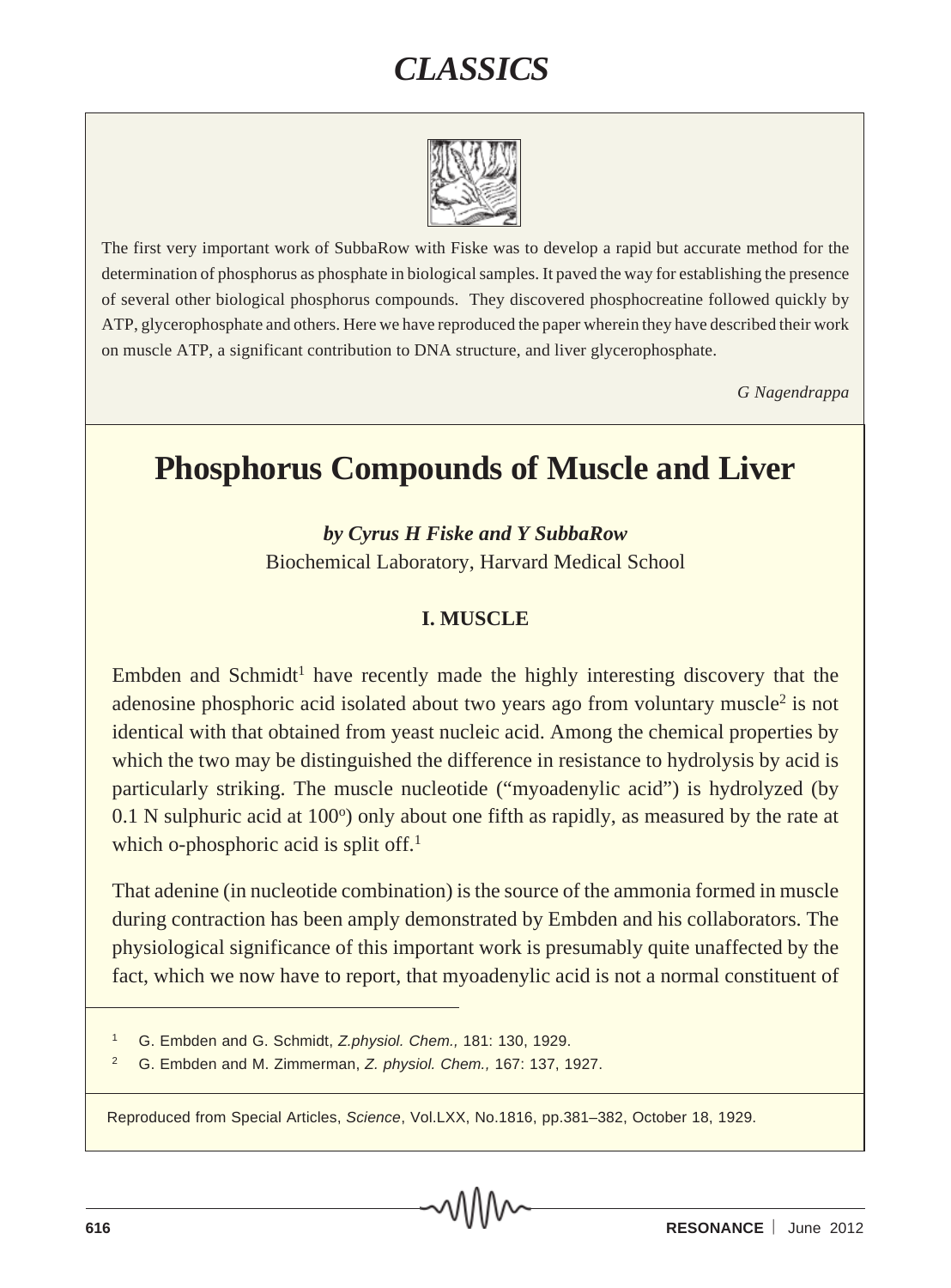# CLASSICS

The first very important work of SubbaRow with Fiske was to develop a rapid but accurate method for the determination of phosphorus as phosphate in biological samples. It paved the way for establishing the presence of several other biological phosphorus compounds. They discovered phosphocreatine followed quickly by ATP, glycerophosphate and others. Here we have reproduced the paper wherein they have described their work on muscle ATP, a significant contribution to DNA structure, and liver glycerophosphate.

*G Nagendrappa*

## Phosphorus Compounds of Muscle and Liver

***by Cyrus H Fiske and Y SubbaRow***

Biochemical Laboratory, Harvard Medical School

### I. MUSCLE

Embden and Schmidt[1] have recently made the highly interesting discovery that the adenosine phosphoric acid isolated about two years ago from voluntary muscle[2] is not identical with that obtained from yeast nucleic acid. Among the chemical properties by which the two may be distinguished the difference in resistance to hydrolysis by acid is particularly striking. The muscle nucleotide ("myoadenylic acid") is hydrolyzed (by 0.1 N sulphuric acid at $100^o$) only about one fifth as rapidly, as measured by the rate at which o-phosphoric acid is split off.[1]

That adenine (in nucleotide combination) is the source of the ammonia formed in muscle during contraction has been amply demonstrated by Embden and his collaborators. The physiological significance of this important work is presumably quite unaffected by the fact, which we now have to report, that myoadenylic acid is not a normal constituent of

---

1 G. Embden and G. Schmidt, *Z.physiol. Chem.,* 181: 130, 1929.

2 G. Embden and M. Zimmerman, *Z. physiol. Chem.,* 167: 137, 1927.

Reproduced from Special Articles, *Science*, Vol.LXX, No.1816, pp.381–382, October 18, 1929.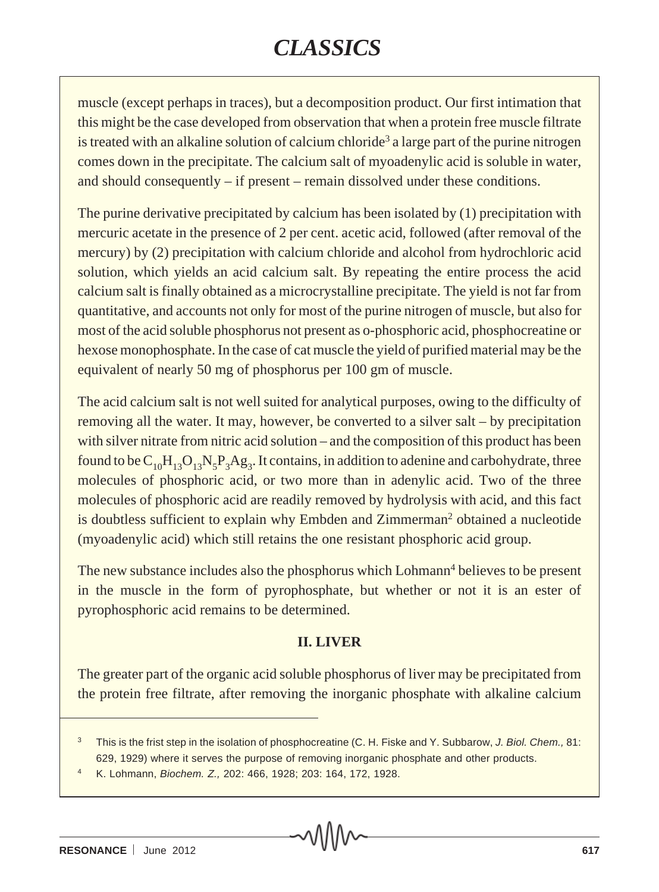muscle (except perhaps in traces), but a decomposition product. Our first intimation that this might be the case developed from observation that when a protein free muscle filtrate is treated with an alkaline solution of calcium chloride[3] a large part of the purine nitrogen comes down in the precipitate. The calcium salt of myoadenylic acid is soluble in water, and should consequently – if present – remain dissolved under these conditions.

The purine derivative precipitated by calcium has been isolated by (1) precipitation with mercuric acetate in the presence of 2 per cent. acetic acid, followed (after removal of the mercury) by (2) precipitation with calcium chloride and alcohol from hydrochloric acid solution, which yields an acid calcium salt. By repeating the entire process the acid calcium salt is finally obtained as a microcrystalline precipitate. The yield is not far from quantitative, and accounts not only for most of the purine nitrogen of muscle, but also for most of the acid soluble phosphorus not present as o-phosphoric acid, phosphocreatine or hexose monophosphate. In the case of cat muscle the yield of purified material may be the equivalent of nearly 50 mg of phosphorus per 100 gm of muscle.

The acid calcium salt is not well suited for analytical purposes, owing to the difficulty of removing all the water. It may, however, be converted to a silver salt – by precipitation with silver nitrate from nitric acid solution – and the composition of this product has been found to be $C_{10}H_{13}O_{13}N_5P_3Ag_3$. It contains, in addition to adenine and carbohydrate, three molecules of phosphoric acid, or two more than in adenylic acid. Two of the three molecules of phosphoric acid are readily removed by hydrolysis with acid, and this fact is doubtless sufficient to explain why Embden and Zimmerman[2] obtained a nucleotide (myoadenylic acid) which still retains the one resistant phosphoric acid group.

The new substance includes also the phosphorus which Lohmann[4] believes to be present in the muscle in the form of pyrophosphate, but whether or not it is an ester of pyrophosphoric acid remains to be determined.

**II. LIVER**

The greater part of the organic acid soluble phosphorus of liver may be precipitated from the protein free filtrate, after removing the inorganic phosphate with alkaline calcium

---

[3] This is the frist step in the isolation of phosphocreatine (C. H. Fiske and Y. Subbarow, *J. Biol. Chem.,* 81: 629, 1929) where it serves the purpose of removing inorganic phosphate and other products.

[4] K. Lohmann, *Biochem. Z.,* 202: 466, 1928; 203: 164, 172, 1928.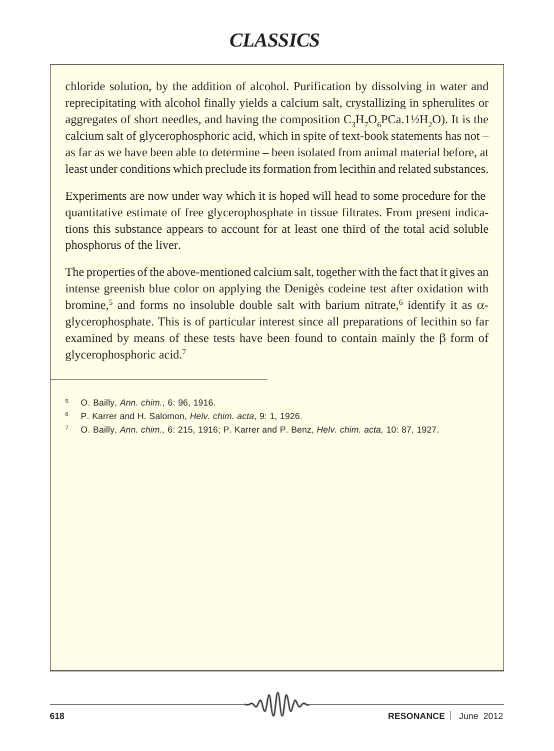chloride solution, by the addition of alcohol. Purification by dissolving in water and reprecipitating with alcohol finally yields a calcium salt, crystallizing in spherulites or aggregates of short needles, and having the composition $C_3H_7O_6PCa.1\frac{1}{2}H_2O$). It is the calcium salt of glycerophosphoric acid, which in spite of text-book statements has not – as far as we have been able to determine – been isolated from animal material before, at least under conditions which preclude its formation from lecithin and related substances.

Experiments are now under way which it is hoped will head to some procedure for the quantitative estimate of free glycerophosphate in tissue filtrates. From present indications this substance appears to account for at least one third of the total acid soluble phosphorus of the liver.

The properties of the above-mentioned calcium salt, together with the fact that it gives an intense greenish blue color on applying the Denigès codeine test after oxidation with bromine,[5] and forms no insoluble double salt with barium nitrate,[6] identify it as $\alpha$-glycerophosphate. This is of particular interest since all preparations of lecithin so far examined by means of these tests have been found to contain mainly the $\beta$ form of glycerophosphoric acid.[7]

---

[5] O. Bailly, *Ann. chim.*, 6: 96, 1916.

[6] P. Karrer and H. Salomon, *Helv. chim. acta*, 9: 1, 1926.

[7] O. Bailly, *Ann. chim.,* 6: 215, 1916; P. Karrer and P. Benz, *Helv. chim. acta,* 10: 87, 1927.